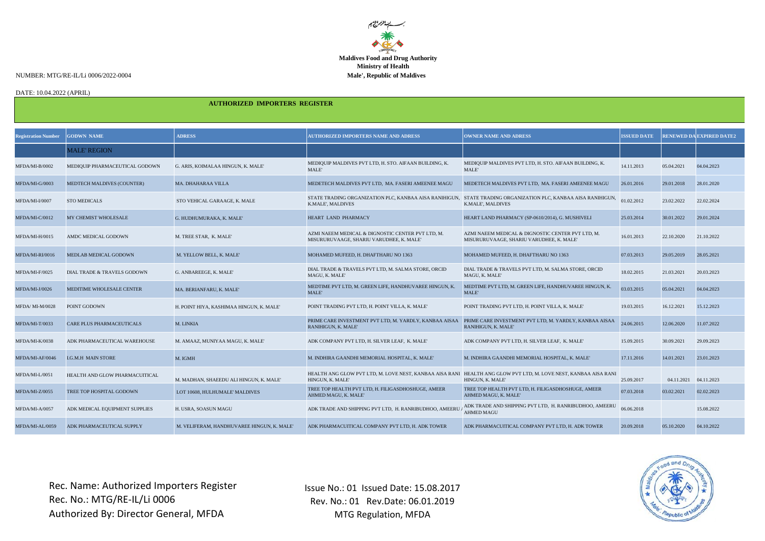بسم الله الرحمن الرحيم

**Maldives Food and Drug Authority**
**Ministry of Health**
**Male', Republic of Maldives**

NUMBER: MTG/RE-IL/Li 0006/2022-0004

DATE: 10.04.2022 (APRIL)

## AUTHORIZED IMPORTERS REGISTER

| Registration Number | GODWN NAME | ADRESS | AUTHORIZED IMPORTERS NAME AND ADRESS | OWNER NAME AND ADRESS | ISSUED DATE | RENEWED DA | EXPIRED DATE2 |
|---|---|---|---|---|---|---|---|
| | MALE' REGION | | | | | | |
| MFDA/MI-B/0002 | MEDIQUIP PHARMACEUTICAL GODOWN | G. ARIS, KOIMALAA HINGUN, K. MALE' | MEDIQUIP MALDIVES PVT LTD, H. STO. AIFAAN BUILDING, K. MALE' | MEDIQUIP MALDIVES PVT LTD, H. STO. AIFAAN BUILDING, K. MALE' | 14.11.2013 | 05.04.2021 | 04.04.2023 |
| MFDA/MI-G/0003 | MEDTECH MALDIVES (COUNTER) | MA. DHAHARAA VILLA | MEDETECH MALDIVES PVT LTD, MA. FASERI AMEENEE MAGU | MEDETECH MALDIVES PVT LTD, MA. FASERI AMEENEE MAGU | 26.01.2016 | 29.01.2018 | 28.01.2020 |
| MFDA/MI-I/0007 | STO MEDICALS | STO VEHICAL GARAAGE, K. MALE | STATE TRADING ORGANIZATION PLC, KANBAA AISA RANIHIGUN, K.MALE', MALDIVES | STATE TRADING ORGANIZATION PLC, KANBAA AISA RANIHIGUN, K.MALE', MALDIVES | 01.02.2012 | 23.02.2022 | 22.02.2024 |
| MFDA/MI-C/0012 | MY CHEMIST WHOLESALE | G. HUDHUMURAKA, K. MALE' | HEART LAND PHARMACY | HEART LAND PHARMACY (SP-0610/2014), G. MUSHIVELI | 25.03.2014 | 30.01.2022 | 29.01.2024 |
| MFDA/MI-H/0015 | AMDC MEDICAL GODOWN | M. TREE STAR, K. MALE' | AZMI NAEEM MEDICAL & DIGNOSTIC CENTER PVT LTD, M. MISURURUVAAGE, SHARIU VARUDHEE, K. MALE' | AZMI NAEEM MEDICAL & DIGNOSTIC CENTER PVT LTD, M. MISURURUVAAGE, SHARIU VARUDHEE, K. MALE' | 16.01.2013 | 22.10.2020 | 21.10.2022 |
| MFDA/MI-RI/0016 | MEDLAB MEDICAL GODOWN | M. YELLOW BELL, K. MALE' | MOHAMED MUFEED, H. DHAFTHARU NO 1363 | MOHAMED MUFEED, H. DHAFTHARU NO 1363 | 07.03.2013 | 29.05.2019 | 28.05.2021 |
| MFDA/MI-F/0025 | DIAL TRADE & TRAVELS GODOWN | G. ANBAREEGE, K. MALE' | DIAL TRADE & TRAVELS PVT LTD, M. SALMA STORE, ORCID MAGU, K. MALE' | DIAL TRADE & TRAVELS PVT LTD, M. SALMA STORE, ORCID MAGU, K. MALE' | 18.02.2015 | 21.03.2021 | 20.03.2023 |
| MFDA/MI-J/0026 | MEDITIME WHOLESALE CENTER | MA. BERIANFARU, K. MALE' | MEDTIME PVT LTD, M. GREEN LIFE, HANDHUVAREE HINGUN, K. MALE' | MEDTIME PVT LTD, M. GREEN LIFE, HANDHUVAREE HINGUN, K. MALE' | 03.03.2015 | 05.04.2021 | 04.04.2023 |
| MFDA/ MI-M/0028 | POINT GODOWN | H. POINT HIYA, KASHIMAA HINGUN, K. MALE' | POINT TRADING PVT LTD, H. POINT VILLA, K. MALE' | POINT TRADING PVT LTD, H. POINT VILLA, K. MALE' | 19.03.2015 | 16.12.2021 | 15.12.2023 |
| MFDA/MI-T/0033 | CARE PLUS PHARMACEUTICALS | M. LINKIA | PRIME CARE INVESTMENT PVT LTD, M. YARDLY, KANBAA AISAA RANIHIGUN, K. MALE' | PRIME CARE INVESTMENT PVT LTD, M. YARDLY, KANBAA AISAA RANIHIGUN, K. MALE' | 24.06.2015 | 12.06.2020 | 11.07.2022 |
| MFDA/MI-K/0038 | ADK PHARMACEUTICAL WAREHOUSE | M. AMAAZ, MUNIYAA MAGU, K. MALE' | ADK COMPANY PVT LTD, H. SILVER LEAF, K. MALE' | ADK COMPANY PVT LTD, H. SILVER LEAF, K. MALE' | 15.09.2015 | 30.09.2021 | 29.09.2023 |
| MFDA/MI-AF/0046 | I.G.M.H MAIN STORE | M. IGMH | M. INDHIRA GAANDHI MEMORIAL HOSPITAL, K. MALE' | M. INDHIRA GAANDHI MEMORIAL HOSPITAL, K. MALE' | 17.11.2016 | 14.01.2021 | 23.01.2023 |
| MFDA/MI-L/0051 | HEALTH AND GLOW PHARMACUITICAL | M. MADHAN, SHAEEDU ALI HINGUN, K. MALE' | HEALTH ANG GLOW PVT LTD, M. LOVE NEST, KANBAA AISA RANI HINGUN, K. MALE' | HEALTH ANG GLOW PVT LTD, M. LOVE NEST, KANBAA AISA RANI HINGUN, K. MALE' | 25.09.2017 | 04.11.2021 | 04.11.2023 |
| MFDA/MI-Z/0055 | TREE TOP HOSPITAL GODOWN | LOT 10608, HULHUMALE' MALDIVES | TREE TOP HEALTH PVT LTD, H. FILIGASDHOSHUGE, AMEER AHMED MAGU, K. MALE' | TREE TOP HEALTH PVT LTD, H. FILIGASDHOSHUGE, AMEER AHMED MAGU, K. MALE' | 07.03.2018 | 03.02.2021 | 02.02.2023 |
| MFDA/MI-A/0057 | ADK MEDICAL EQUIPMENT SUPPLIES | H. USRA, SOASUN MAGU | ADK TRADE AND SHIPPING PVT LTD, H. RANRIBUDHOO, AMEERU A | ADK TRADE AND SHIPPING PVT LTD, H. RANRIBUDHOO, AMEERU AHMED MAGU | 06.06.2018 | | 15.08.2022 |
| MFDA/MI-AL/0059 | ADK PHARMACEUTICAL SUPPLY | M. VELIFERAM, HANDHUVAREE HINGUN, K. MALE' | ADK PHARMACUITICAL COMPANY PVT LTD, H. ADK TOWER | ADK PHARMACUITICAL COMPANY PVT LTD, H. ADK TOWER | 20.09.2018 | 05.10.2020 | 04.10.2022 |

Rec. Name: Authorized Importers Register
Rec. No.: MTG/RE-IL/Li 0006
Authorized By: Director General, MFDA

Issue No.: 01 Issued Date: 15.08.2017
Rev. No.: 01 Rev.Date: 06.01.2019
MTG Regulation, MFDA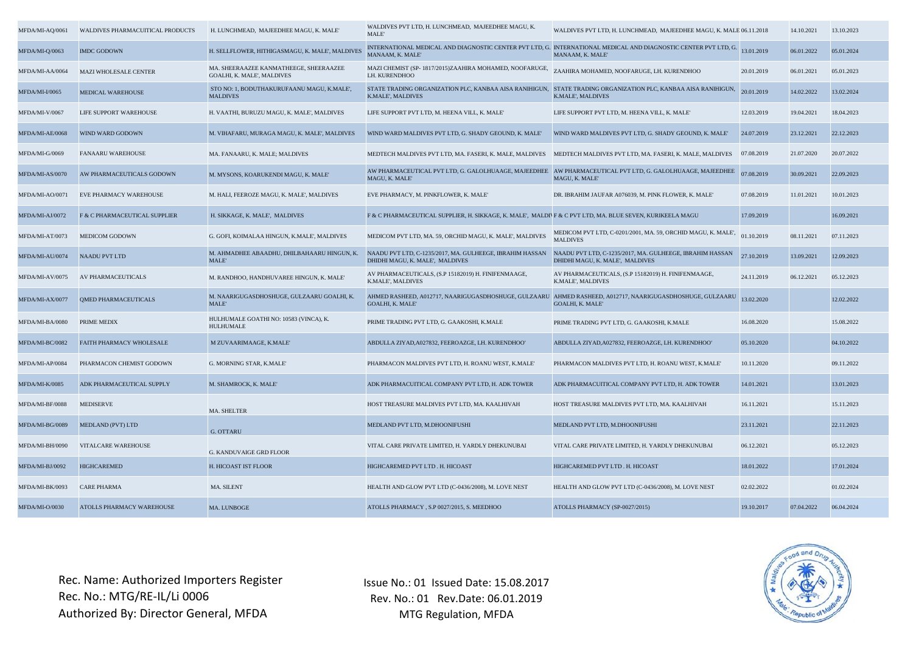| | | | | | | | |
|---|---|---|---|---|---|---|---|
| MFDA/MI-AQ/0061 | WALDIVES PHARMACUITICAL PRODUCTS | H. LUNCHMEAD, MAJEEDHEE MAGU, K. MALE' | WALDIVES PVT LTD, H. LUNCHMEAD, MAJEEDHEE MAGU, K. MALE' | WALDIVES PVT LTD, H. LUNCHMEAD, MAJEEDHEE MAGU, K. MALE' | 06.11.2018 | 14.10.2021 | 13.10.2023 |
| MFDA/MI-Q/0063 | IMDC GODOWN | H. SELLFLOWER, HITHIGASMAGU, K. MALE', MALDIVES | INTERNATIONAL MEDICAL AND DIAGNOSTIC CENTER PVT LTD, G. MANAAM, K. MALE' | INTERNATIONAL MEDICAL AND DIAGNOSTIC CENTER PVT LTD, G. MANAAM, K. MALE' | 13.01.2019 | 06.01.2022 | 05.01.2024 |
| MFDA/MI-AA/0064 | MAZI WHOLESALE CENTER | MA. SHEERAAZEE KANMATHEEGE, SHEERAAZEE GOALHI, K. MALE', MALDIVES | MAZI CHEMIST (SP- 1817/2015)ZAAHIRA MOHAMED, NOOFARUGE, LH. KURENDHOO | ZAAHIRA MOHAMED, NOOFARUGE, LH. KURENDHOO | 20.01.2019 | 06.01.2021 | 05.01.2023 |
| MFDA/MI-I/0065 | MEDICAL WAREHOUSE | STO NO: 1, BODUTHAKURUFAANU MAGU, K.MALE', MALDIVES | STATE TRADING ORGANIZATION PLC, KANBAA AISA RANIHIGUN, K.MALE', MALDIVES | STATE TRADING ORGANIZATION PLC, KANBAA AISA RANIHIGUN, K.MALE', MALDIVES | 20.01.2019 | 14.02.2022 | 13.02.2024 |
| MFDA/MI-V/0067 | LIFE SUPPORT WAREHOUSE | H. VAATHI, BURUZU MAGU, K. MALE', MALDIVES | LIFE SUPPORT PVT LTD, M. HEENA VILL, K. MALE' | LIFE SUPPORT PVT LTD, M. HEENA VILL, K. MALE' | 12.03.2019 | 19.04.2021 | 18.04.2023 |
| MFDA/MI-AE/0068 | WIND WARD GODOWN | M. VIHAFARU, MURAGA MAGU, K. MALE', MALDIVES | WIND WARD MALDIVES PVT LTD, G. SHADY GEOUND, K. MALE' | WIND WARD MALDIVES PVT LTD, G. SHADY GEOUND, K. MALE' | 24.07.2019 | 23.12.2021 | 22.12.2023 |
| MFDA/MI-G/0069 | FANAARU WAREHOUSE | MA. FANAARU, K. MALE; MALDIVES | MEDTECH MALDIVES PVT LTD, MA. FASERI, K. MALE, MALDIVES | MEDTECH MALDIVES PVT LTD, MA. FASERI, K. MALE, MALDIVES | 07.08.2019 | 21.07.2020 | 20.07.2022 |
| MFDA/MI-AS/0070 | AW PHARMACEUTICALS GODOWN | M. MYSONS, KOARUKENDI MAGU, K. MALE' | AW PHARMACEUTICAL PVT LTD, G. GALOLHUAAGE, MAJEEDHEE MAGU, K. MALE' | AW PHARMACEUTICAL PVT LTD, G. GALOLHUAAGE, MAJEEDHEE MAGU, K. MALE' | 07.08.2019 | 30.09.2021 | 22.09.2023 |
| MFDA/MI-AO/0071 | EVE PHARMACY WAREHOUSE | M. HALI, FEEROZE MAGU, K. MALE', MALDIVES | EVE PHARMACY, M. PINKFLOWER, K. MALE' | DR. IBRAHIM JAUFAR A076039, M. PINK FLOWER, K. MALE' | 07.08.2019 | 11.01.2021 | 10.01.2023 |
| MFDA/MI-AJ/0072 | F & C PHARMACEUTICAL SUPPLIER | H. SIKKAGE, K. MALE', MALDIVES | F & C PHARMACEUTICAL SUPPLIER, H. SIKKAGE, K. MALE', MALDIVES | F & C PVT LTD, MA. BLUE SEVEN, KURIKEELA MAGU | 17.09.2019 | | 16.09.2021 |
| MFDA/MI-AT/0073 | MEDICOM GODOWN | G. GOFI, KOIMALAA HINGUN, K.MALE', MALDIVES | MEDICOM PVT LTD, MA. 59, ORCHID MAGU, K. MALE', MALDIVES | MEDICOM PVT LTD, C-0201/2001, MA. 59, ORCHID MAGU, K. MALE', MALDIVES | 01.10.2019 | 08.11.2021 | 07.11.2023 |
| MFDA/MI-AU/0074 | NAADU PVT LTD | M. AHMADHEE ABAADHU, DHILBAHAARU HINGUN, K. MALE' | NAADU PVT LTD, C-1235/2017, MA. GULHEEGE, IBRAHIM HASSAN DHIDHI MAGU, K. MALE', MALDIVES | NAADU PVT LTD, C-1235/2017, MA. GULHEEGE, IBRAHIM HASSAN DHIDHI MAGU, K. MALE', MALDIVES | 27.10.2019 | 13.09.2021 | 12.09.2023 |
| MFDA/MI-AV/0075 | AV PHARMACEUTICALS | M. RANDHOO, HANDHUVAREE HINGUN, K. MALE' | AV PHARMACEUTICALS, (S.P 15182019) H. FINIFENMAAGE, K.MALE', MALDIVES | AV PHARMACEUTICALS, (S.P 15182019) H. FINIFENMAAGE, K.MALE', MALDIVES | 24.11.2019 | 06.12.2021 | 05.12.2023 |
| MFDA/MI-AX/0077 | QMED PHARMACEUTICALS | M. NAARIGUGASDHOSHUGE, GULZAARU GOALHI, K. MALE' | AHMED RASHEED, A012717, NAARIGUGASDHOSHUGE, GULZAARU GOALHI, K. MALE' | AHMED RASHEED, A012717, NAARIGUGASDHOSHUGE, GULZAARU GOALHI, K. MALE' | 13.02.2020 | | 12.02.2022 |
| MFDA/MI-BA/0080 | PRIME MEDIX | HULHUMALE GOATHI NO: 10583 (VINCA), K. HULHUMALE | PRIME TRADING PVT LTD, G. GAAKOSHI, K.MALE | PRIME TRADING PVT LTD, G. GAAKOSHI, K.MALE | 16.08.2020 | | 15.08.2022 |
| MFDA/MI-BC/0082 | FAITH PHARMACY WHOLESALE | M ZUVAARIMAAGE, K.MALE' | ABDULLA ZIYAD,A027832, FEEROAZGE, LH. KURENDHOO' | ABDULLA ZIYAD,A027832, FEEROAZGE, LH. KURENDHOO' | 05.10.2020 | | 04.10.2022 |
| MFDA/MI-AP/0084 | PHARMACON CHEMIST GODOWN | G. MORNING STAR, K.MALE' | PHARMACON MALDIVES PVT LTD, H. ROANU WEST, K.MALE' | PHARMACON MALDIVES PVT LTD, H. ROANU WEST, K.MALE' | 10.11.2020 | | 09.11.2022 |
| MFDA/MI-K/0085 | ADK PHARMACEUTICAL SUPPLY | M. SHAMROCK, K. MALE' | ADK PHARMACUITICAL COMPANY PVT LTD, H. ADK TOWER | ADK PHARMACUITICAL COMPANY PVT LTD, H. ADK TOWER | 14.01.2021 | | 13.01.2023 |
| MFDA/MI-BF/0088 | MEDISERVE | MA. SHELTER | HOST TREASURE MALDIVES PVT LTD, MA. KAALHIVAH | HOST TREASURE MALDIVES PVT LTD, MA. KAALHIVAH | 16.11.2021 | | 15.11.2023 |
| MFDA/MI-BG/0089 | MEDLAND (PVT) LTD | G. OTTARU | MEDLAND PVT LTD, M.DHOONIFUSHI | MEDLAND PVT LTD, M.DHOONIFUSHI | 23.11.2021 | | 22.11.2023 |
| MFDA/MI-BH/0090 | VITALCARE WAREHOUSE | G. KANDUVAIGE GRD FLOOR | VITAL CARE PRIVATE LIMITED, H. YARDLY DHEKUNUBAI | VITAL CARE PRIVATE LIMITED, H. YARDLY DHEKUNUBAI | 06.12.2021 | | 05.12.2023 |
| MFDA/MI-BJ/0092 | HIGHCAREMED | H. HICOAST IST FLOOR | HIGHCAREMED PVT LTD . H. HICOAST | HIGHCAREMED PVT LTD . H. HICOAST | 18.01.2022 | | 17.01.2024 |
| MFDA/MI-BK/0093 | CARE PHARMA | MA. SILENT | HEALTH AND GLOW PVT LTD (C-0436/2008), M. LOVE NEST | HEALTH AND GLOW PVT LTD (C-0436/2008), M. LOVE NEST | 02.02.2022 | | 01.02.2024 |
| MFDA/MI-O/0030 | ATOLLS PHARMACY WAREHOUSE | MA. LUNBOGE | ATOLLS PHARMACY , S.P 0027/2015, S. MEEDHOO | ATOLLS PHARMACY (SP-0027/2015) | 19.10.2017 | 07.04.2022 | 06.04.2024 |

Rec. Name: Authorized Importers Register
Rec. No.: MTG/RE-IL/Li 0006
Authorized By: Director General, MFDA

Issue No.: 01 Issued Date: 15.08.2017
Rev. No.: 01 Rev.Date: 06.01.2019
MTG Regulation, MFDA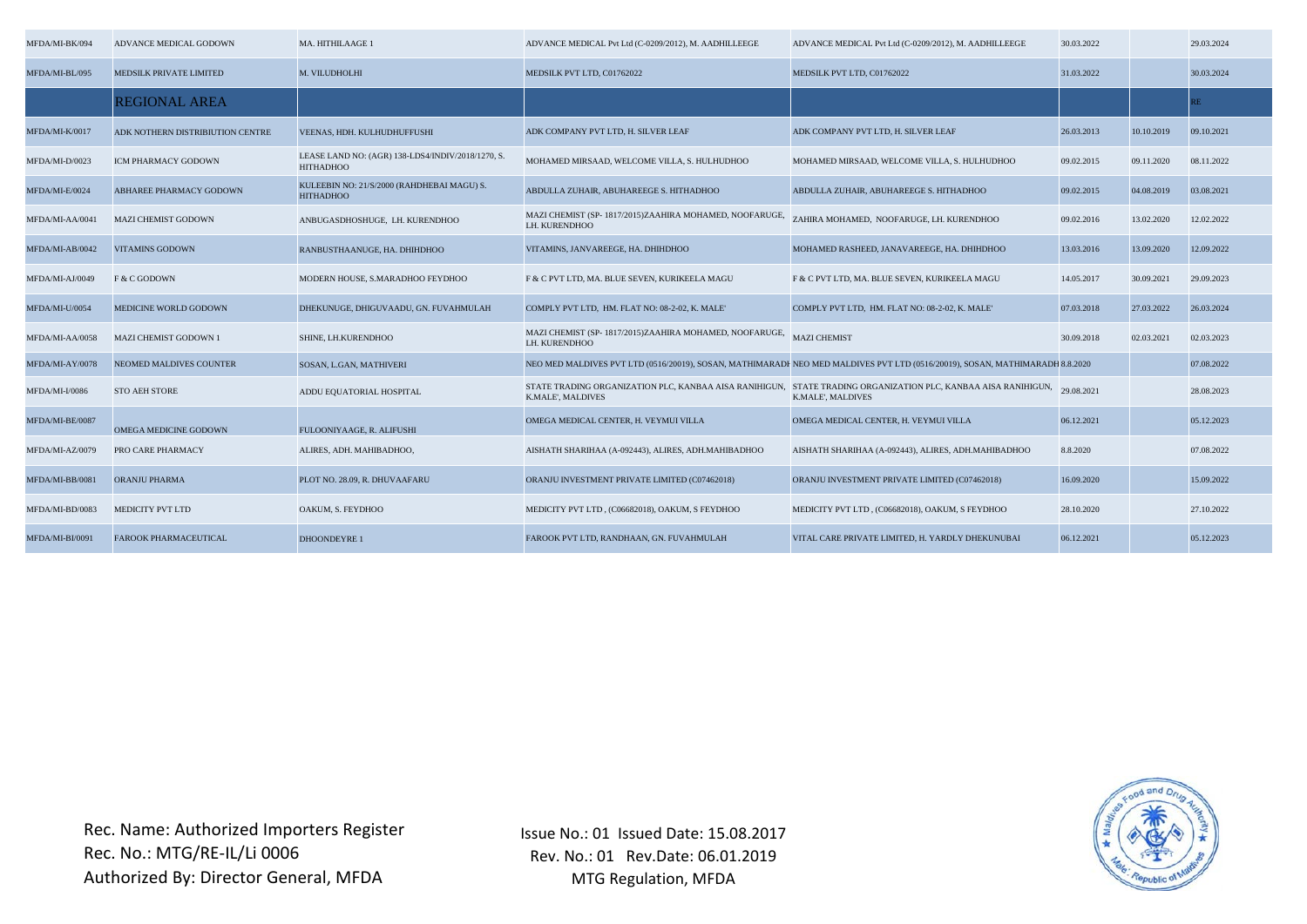| | | | | | | | |
|---|---|---|---|---|---|---|---|
| MFDA/MI-BK/094 | ADVANCE MEDICAL GODOWN | MA. HITHILAAGE 1 | ADVANCE MEDICAL Pvt Ltd (C-0209/2012), M. AADHILLEEGE | ADVANCE MEDICAL Pvt Ltd (C-0209/2012), M. AADHILLEEGE | 30.03.2022 | | 29.03.2024 |
| MFDA/MI-BL/095 | MEDSILK PRIVATE LIMITED | M. VILUDHOLHI | MEDSILK PVT LTD, C01762022 | MEDSILK PVT LTD, C01762022 | 31.03.2022 | | 30.03.2024 |
| | REGIONAL AREA | | | | | | RE |
| MFDA/MI-K/0017 | ADK NOTHERN DISTRIBIUTION CENTRE | VEENAS, HDH. KULHUDHUFFUSHI | ADK COMPANY PVT LTD, H. SILVER LEAF | ADK COMPANY PVT LTD, H. SILVER LEAF | 26.03.2013 | 10.10.2019 | 09.10.2021 |
| MFDA/MI-D/0023 | ICM PHARMACY GODOWN | LEASE LAND NO: (AGR) 138-LDS4/INDIV/2018/1270, S. HITHADHOO | MOHAMED MIRSAAD, WELCOME VILLA, S. HULHUDHOO | MOHAMED MIRSAAD, WELCOME VILLA, S. HULHUDHOO | 09.02.2015 | 09.11.2020 | 08.11.2022 |
| MFDA/MI-E/0024 | ABHAREE PHARMACY GODOWN | KULEEBIN NO: 21/S/2000 (RAHDHEBAI MAGU) S. HITHADHOO | ABDULLA ZUHAIR, ABUHAREEGE S. HITHADHOO | ABDULLA ZUHAIR, ABUHAREEGE S. HITHADHOO | 09.02.2015 | 04.08.2019 | 03.08.2021 |
| MFDA/MI-AA/0041 | MAZI CHEMIST GODOWN | ANBUGASDHOSHUGE, LH. KURENDHOO | MAZI CHEMIST (SP- 1817/2015)ZAAHIRA MOHAMED, NOOFARUGE, LH. KURENDHOO | ZAHIRA MOHAMED, NOOFARUGE, LH. KURENDHOO | 09.02.2016 | 13.02.2020 | 12.02.2022 |
| MFDA/MI-AB/0042 | VITAMINS GODOWN | RANBUSTHAANUGE, HA. DHIHDHOO | VITAMINS, JANVAREEGE, HA. DHIHDHOO | MOHAMED RASHEED, JANAVAREEGE, HA. DHIHDHOO | 13.03.2016 | 13.09.2020 | 12.09.2022 |
| MFDA/MI-AJ/0049 | F & C GODOWN | MODERN HOUSE, S.MARADHOO FEYDHOO | F & C PVT LTD, MA. BLUE SEVEN, KURIKEELA MAGU | F & C PVT LTD, MA. BLUE SEVEN, KURIKEELA MAGU | 14.05.2017 | 30.09.2021 | 29.09.2023 |
| MFDA/MI-U/0054 | MEDICINE WORLD GODOWN | DHEKUNUGE, DHIGUVAADU, GN. FUVAHMULAH | COMPLY PVT LTD, HM. FLAT NO: 08-2-02, K. MALE' | COMPLY PVT LTD, HM. FLAT NO: 08-2-02, K. MALE' | 07.03.2018 | 27.03.2022 | 26.03.2024 |
| MFDA/MI-AA/0058 | MAZI CHEMIST GODOWN 1 | SHINE, LH.KURENDHOO | MAZI CHEMIST (SP- 1817/2015)ZAAHIRA MOHAMED, NOOFARUGE, LH. KURENDHOO | MAZI CHEMIST | 30.09.2018 | 02.03.2021 | 02.03.2023 |
| MFDA/MI-AY/0078 | NEOMED MALDIVES COUNTER | SOSAN, L.GAN, MATHIVERI | NEO MED MALDIVES PVT LTD (0516/20019), SOSAN, MATHIMARADH | NEO MED MALDIVES PVT LTD (0516/20019), SOSAN, MATHIMARADH | 8.8.2020 | | 07.08.2022 |
| MFDA/MI-I/0086 | STO AEH STORE | ADDU EQUATORIAL HOSPITAL | STATE TRADING ORGANIZATION PLC, KANBAA AISA RANIHIGUN, K.MALE', MALDIVES | STATE TRADING ORGANIZATION PLC, KANBAA AISA RANIHIGUN, K.MALE', MALDIVES | 29.08.2021 | | 28.08.2023 |
| MFDA/MI-BE/0087 | OMEGA MEDICINE GODOWN | FULOONIYAAGE, R. ALIFUSHI | OMEGA MEDICAL CENTER, H. VEYMUI VILLA | OMEGA MEDICAL CENTER, H. VEYMUI VILLA | 06.12.2021 | | 05.12.2023 |
| MFDA/MI-AZ/0079 | PRO CARE PHARMACY | ALIRES, ADH. MAHIBADHOO, | AISHATH SHARIHAA (A-092443), ALIRES, ADH.MAHIBADHOO | AISHATH SHARIHAA (A-092443), ALIRES, ADH.MAHIBADHOO | 8.8.2020 | | 07.08.2022 |
| MFDA/MI-BB/0081 | ORANJU PHARMA | PLOT NO. 28.09, R. DHUVAAFARU | ORANJU INVESTMENT PRIVATE LIMITED (C07462018) | ORANJU INVESTMENT PRIVATE LIMITED (C07462018) | 16.09.2020 | | 15.09.2022 |
| MFDA/MI-BD/0083 | MEDICITY PVT LTD | OAKUM, S. FEYDHOO | MEDICITY PVT LTD , (C06682018), OAKUM, S FEYDHOO | MEDICITY PVT LTD , (C06682018), OAKUM, S FEYDHOO | 28.10.2020 | | 27.10.2022 |
| MFDA/MI-BI/0091 | FAROOK PHARMACEUTICAL | DHOONDEYRE 1 | FAROOK PVT LTD, RANDHAAN, GN. FUVAHMULAH | VITAL CARE PRIVATE LIMITED, H. YARDLY DHEKUNUBAI | 06.12.2021 | | 05.12.2023 |